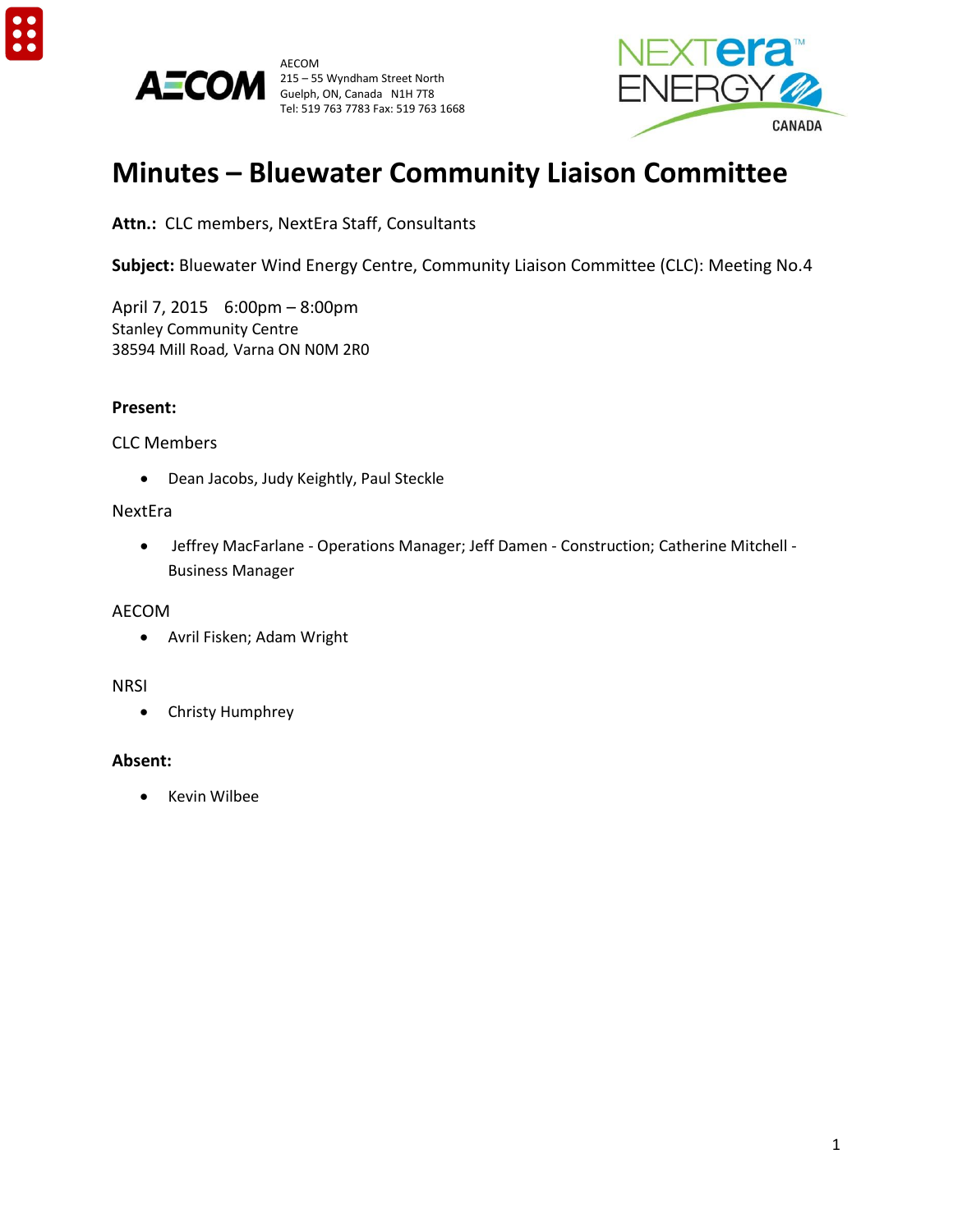AECOM
215 – 55 Wyndham Street North
Guelph, ON, Canada N1H 7T8
Tel: 519 763 7783 Fax: 519 763 1668

# Minutes – Bluewater Community Liaison Committee

**Attn.:** CLC members, NextEra Staff, Consultants

**Subject:** Bluewater Wind Energy Centre, Community Liaison Committee (CLC): Meeting No.4

April 7, 2015 6:00pm – 8:00pm
Stanley Community Centre
38594 Mill Road, Varna ON N0M 2R0

**Present:**

CLC Members

- Dean Jacobs, Judy Keightly, Paul Steckle

NextEra

- Jeffrey MacFarlane - Operations Manager; Jeff Damen - Construction; Catherine Mitchell - Business Manager

AECOM

- Avril Fisken; Adam Wright

NRSI

- Christy Humphrey

**Absent:**

- Kevin Wilbee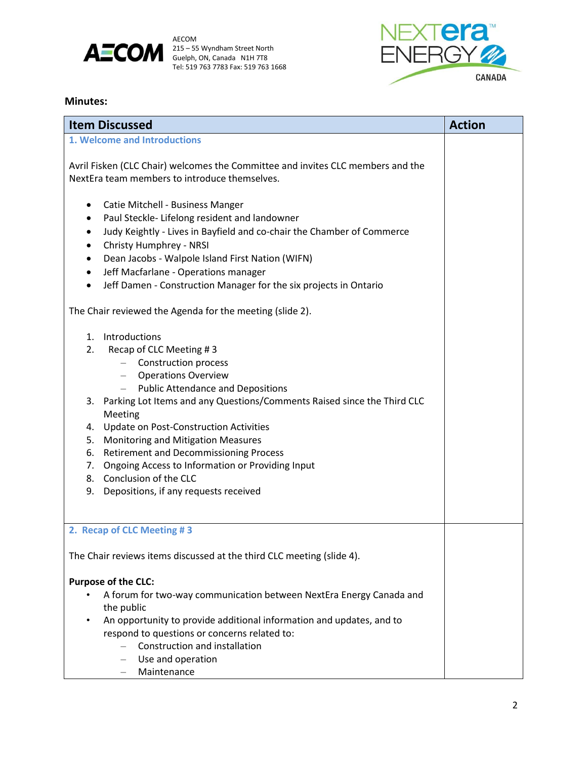## Minutes:

| Item Discussed | Action |
|---|---|
| **1. Welcome and Introductions**<br><br>Avril Fisken (CLC Chair) welcomes the Committee and invites CLC members and the NextEra team members to introduce themselves.<br><br>• Catie Mitchell - Business Manger<br>• Paul Steckle- Lifelong resident and landowner<br>• Judy Keightly - Lives in Bayfield and co-chair the Chamber of Commerce<br>• Christy Humphrey - NRSI<br>• Dean Jacobs - Walpole Island First Nation (WIFN)<br>• Jeff Macfarlane - Operations manager<br>• Jeff Damen - Construction Manager for the six projects in Ontario<br><br>The Chair reviewed the Agenda for the meeting (slide 2).<br><br>1. Introductions<br>2. Recap of CLC Meeting # 3<br>– Construction process<br>– Operations Overview<br>– Public Attendance and Depositions<br>3. Parking Lot Items and any Questions/Comments Raised since the Third CLC Meeting<br>4. Update on Post-Construction Activities<br>5. Monitoring and Mitigation Measures<br>6. Retirement and Decommissioning Process<br>7. Ongoing Access to Information or Providing Input<br>8. Conclusion of the CLC<br>9. Depositions, if any requests received | |
| **2. Recap of CLC Meeting # 3**<br><br>The Chair reviews items discussed at the third CLC meeting (slide 4).<br><br>**Purpose of the CLC:**<br>• A forum for two-way communication between NextEra Energy Canada and the public<br>• An opportunity to provide additional information and updates, and to respond to questions or concerns related to:<br>– Construction and installation<br>– Use and operation<br>– Maintenance | |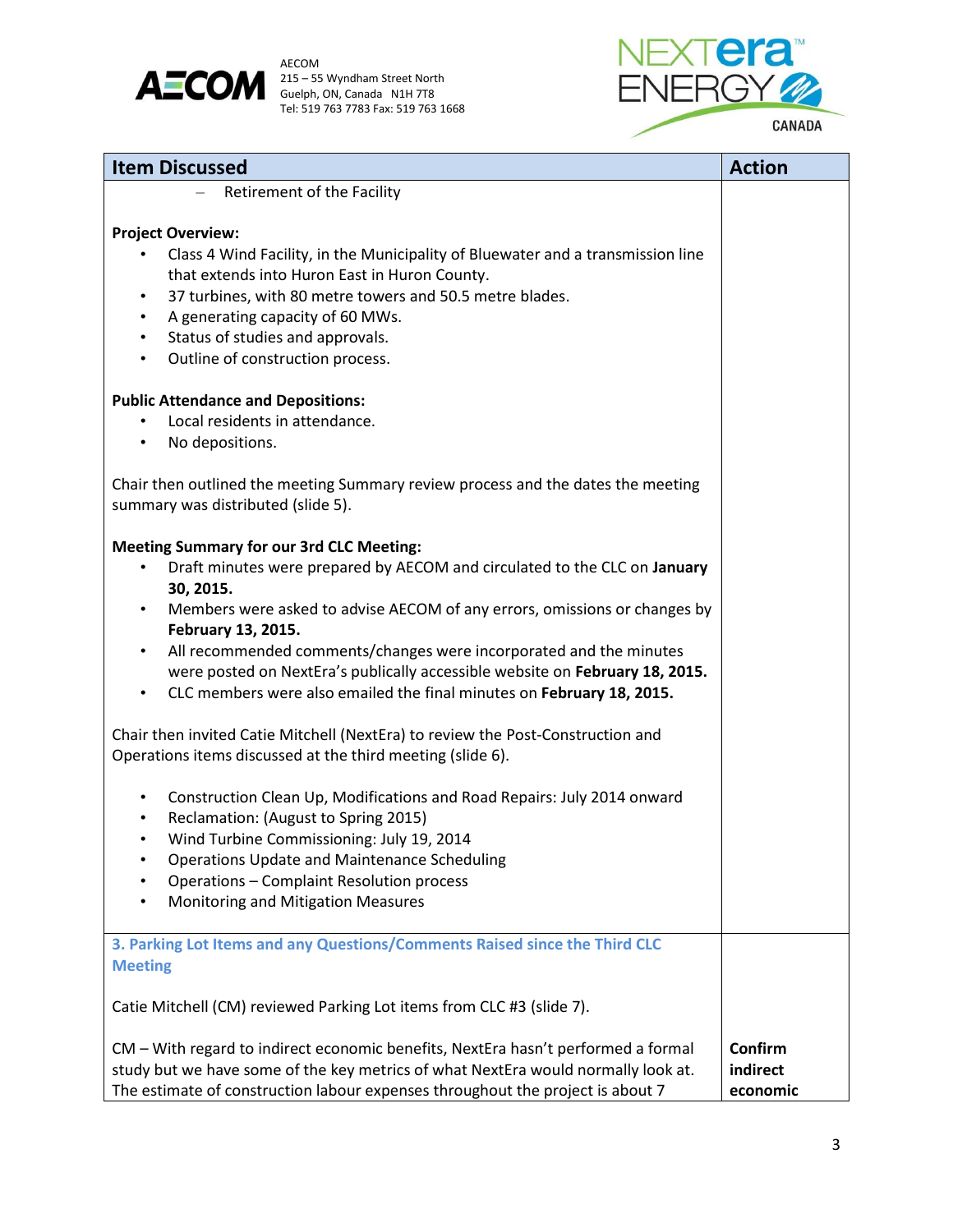| Item Discussed | Action |
|---|---|
| – Retirement of the Facility<br><br>**Project Overview:**<br>• Class 4 Wind Facility, in the Municipality of Bluewater and a transmission line that extends into Huron East in Huron County.<br>• 37 turbines, with 80 metre towers and 50.5 metre blades.<br>• A generating capacity of 60 MWs.<br>• Status of studies and approvals.<br>• Outline of construction process.<br><br>**Public Attendance and Depositions:**<br>• Local residents in attendance.<br>• No depositions.<br><br>Chair then outlined the meeting Summary review process and the dates the meeting summary was distributed (slide 5).<br><br>**Meeting Summary for our 3rd CLC Meeting:**<br>• Draft minutes were prepared by AECOM and circulated to the CLC on **January 30, 2015.**<br>• Members were asked to advise AECOM of any errors, omissions or changes by **February 13, 2015.**<br>• All recommended comments/changes were incorporated and the minutes were posted on NextEra's publically accessible website on **February 18, 2015.**<br>• CLC members were also emailed the final minutes on **February 18, 2015.**<br><br>Chair then invited Catie Mitchell (NextEra) to review the Post-Construction and Operations items discussed at the third meeting (slide 6).<br><br>• Construction Clean Up, Modifications and Road Repairs: July 2014 onward<br>• Reclamation: (August to Spring 2015)<br>• Wind Turbine Commissioning: July 19, 2014<br>• Operations Update and Maintenance Scheduling<br>• Operations – Complaint Resolution process<br>• Monitoring and Mitigation Measures | |
| **3. Parking Lot Items and any Questions/Comments Raised since the Third CLC Meeting**<br><br>Catie Mitchell (CM) reviewed Parking Lot items from CLC #3 (slide 7).<br><br>CM – With regard to indirect economic benefits, NextEra hasn't performed a formal study but we have some of the key metrics of what NextEra would normally look at. The estimate of construction labour expenses throughout the project is about 7 | <br><br><br><br>**Confirm indirect economic** |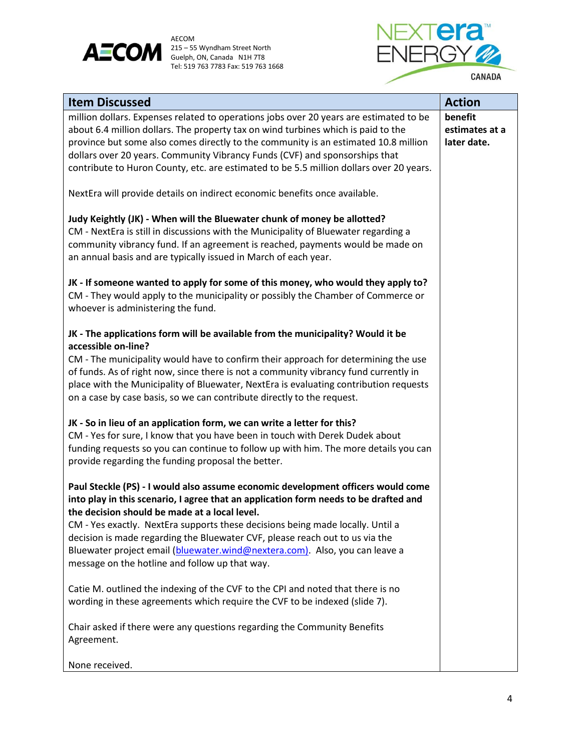| Item Discussed | Action |
|---|---|
| million dollars. Expenses related to operations jobs over 20 years are estimated to be about 6.4 million dollars. The property tax on wind turbines which is paid to the province but some also comes directly to the community is an estimated 10.8 million dollars over 20 years. Community Vibrancy Funds (CVF) and sponsorships that contribute to Huron County, etc. are estimated to be 5.5 million dollars over 20 years.<br><br>NextEra will provide details on indirect economic benefits once available.<br><br>**Judy Keightly (JK) - When will the Bluewater chunk of money be allotted?**<br>CM - NextEra is still in discussions with the Municipality of Bluewater regarding a community vibrancy fund. If an agreement is reached, payments would be made on an annual basis and are typically issued in March of each year.<br><br>**JK - If someone wanted to apply for some of this money, who would they apply to?**<br>CM - They would apply to the municipality or possibly the Chamber of Commerce or whoever is administering the fund.<br><br>**JK - The applications form will be available from the municipality? Would it be accessible on-line?**<br>CM - The municipality would have to confirm their approach for determining the use of funds. As of right now, since there is not a community vibrancy fund currently in place with the Municipality of Bluewater, NextEra is evaluating contribution requests on a case by case basis, so we can contribute directly to the request.<br><br>**JK - So in lieu of an application form, we can write a letter for this?**<br>CM - Yes for sure, I know that you have been in touch with Derek Dudek about funding requests so you can continue to follow up with him. The more details you can provide regarding the funding proposal the better.<br><br>**Paul Steckle (PS) - I would also assume economic development officers would come into play in this scenario, I agree that an application form needs to be drafted and the decision should be made at a local level.**<br>CM - Yes exactly. NextEra supports these decisions being made locally. Until a decision is made regarding the Bluewater CVF, please reach out to us via the Bluewater project email (bluewater.wind@nextera.com). Also, you can leave a message on the hotline and follow up that way.<br><br>Catie M. outlined the indexing of the CVF to the CPI and noted that there is no wording in these agreements which require the CVF to be indexed (slide 7).<br><br>Chair asked if there were any questions regarding the Community Benefits Agreement.<br><br>None received. | **benefit estimates at a later date.** |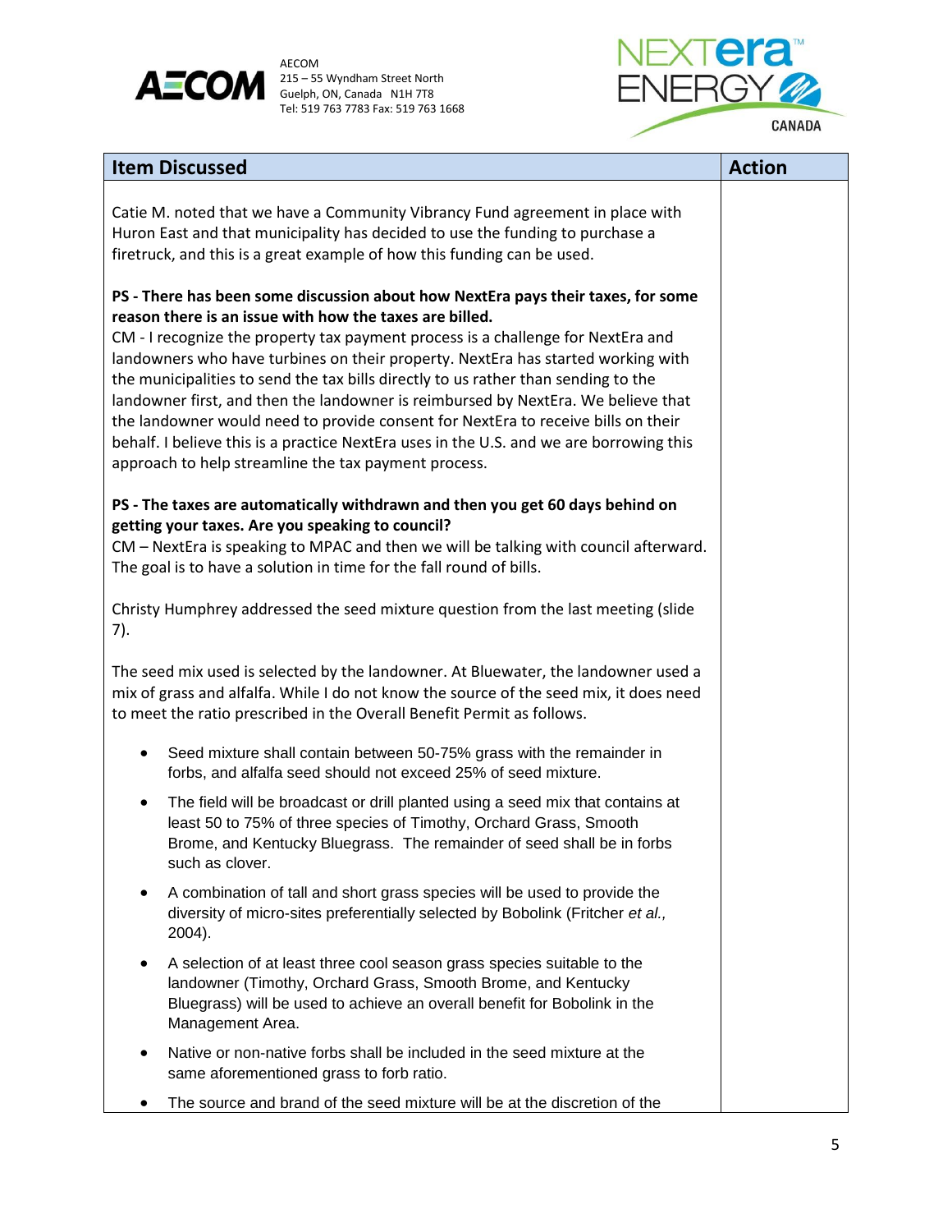| Item Discussed | Action |
|---|---|
| Catie M. noted that we have a Community Vibrancy Fund agreement in place with Huron East and that municipality has decided to use the funding to purchase a firetruck, and this is a great example of how this funding can be used.<br><br>**PS - There has been some discussion about how NextEra pays their taxes, for some reason there is an issue with how the taxes are billed.**<br>CM - I recognize the property tax payment process is a challenge for NextEra and landowners who have turbines on their property. NextEra has started working with the municipalities to send the tax bills directly to us rather than sending to the landowner first, and then the landowner is reimbursed by NextEra. We believe that the landowner would need to provide consent for NextEra to receive bills on their behalf. I believe this is a practice NextEra uses in the U.S. and we are borrowing this approach to help streamline the tax payment process.<br><br>**PS - The taxes are automatically withdrawn and then you get 60 days behind on getting your taxes. Are you speaking to council?**<br>CM – NextEra is speaking to MPAC and then we will be talking with council afterward. The goal is to have a solution in time for the fall round of bills.<br><br>Christy Humphrey addressed the seed mixture question from the last meeting (slide 7).<br><br>The seed mix used is selected by the landowner. At Bluewater, the landowner used a mix of grass and alfalfa. While I do not know the source of the seed mix, it does need to meet the ratio prescribed in the Overall Benefit Permit as follows.<br><br>• Seed mixture shall contain between 50-75% grass with the remainder in forbs, and alfalfa seed should not exceed 25% of seed mixture.<br>• The field will be broadcast or drill planted using a seed mix that contains at least 50 to 75% of three species of Timothy, Orchard Grass, Smooth Brome, and Kentucky Bluegrass. The remainder of seed shall be in forbs such as clover.<br>• A combination of tall and short grass species will be used to provide the diversity of micro-sites preferentially selected by Bobolink (Fritcher *et al.,* 2004).<br>• A selection of at least three cool season grass species suitable to the landowner (Timothy, Orchard Grass, Smooth Brome, and Kentucky Bluegrass) will be used to achieve an overall benefit for Bobolink in the Management Area.<br>• Native or non-native forbs shall be included in the seed mixture at the same aforementioned grass to forb ratio.<br>• The source and brand of the seed mixture will be at the discretion of the | |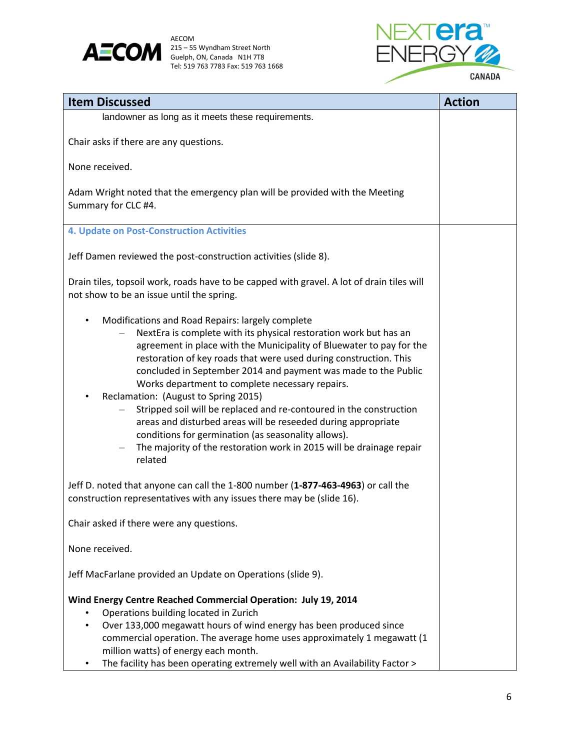| Item Discussed | Action |
|---|---|
| landowner as long as it meets these requirements.<br><br>Chair asks if there are any questions.<br><br>None received.<br><br>Adam Wright noted that the emergency plan will be provided with the Meeting Summary for CLC #4. | |
| **4. Update on Post-Construction Activities**<br><br>Jeff Damen reviewed the post-construction activities (slide 8).<br><br>Drain tiles, topsoil work, roads have to be capped with gravel. A lot of drain tiles will not show to be an issue until the spring.<br><br>• Modifications and Road Repairs: largely complete<br>&nbsp;&nbsp;– NextEra is complete with its physical restoration work but has an agreement in place with the Municipality of Bluewater to pay for the restoration of key roads that were used during construction. This concluded in September 2014 and payment was made to the Public Works department to complete necessary repairs.<br>• Reclamation: (August to Spring 2015)<br>&nbsp;&nbsp;– Stripped soil will be replaced and re-contoured in the construction areas and disturbed areas will be reseeded during appropriate conditions for germination (as seasonality allows).<br>&nbsp;&nbsp;– The majority of the restoration work in 2015 will be drainage repair related<br><br>Jeff D. noted that anyone can call the 1-800 number (**1-877-463-4963**) or call the construction representatives with any issues there may be (slide 16).<br><br>Chair asked if there were any questions.<br><br>None received.<br><br>Jeff MacFarlane provided an Update on Operations (slide 9).<br><br>**Wind Energy Centre Reached Commercial Operation: July 19, 2014**<br>• Operations building located in Zurich<br>• Over 133,000 megawatt hours of wind energy has been produced since commercial operation. The average home uses approximately 1 megawatt (1 million watts) of energy each month.<br>• The facility has been operating extremely well with an Availability Factor > | |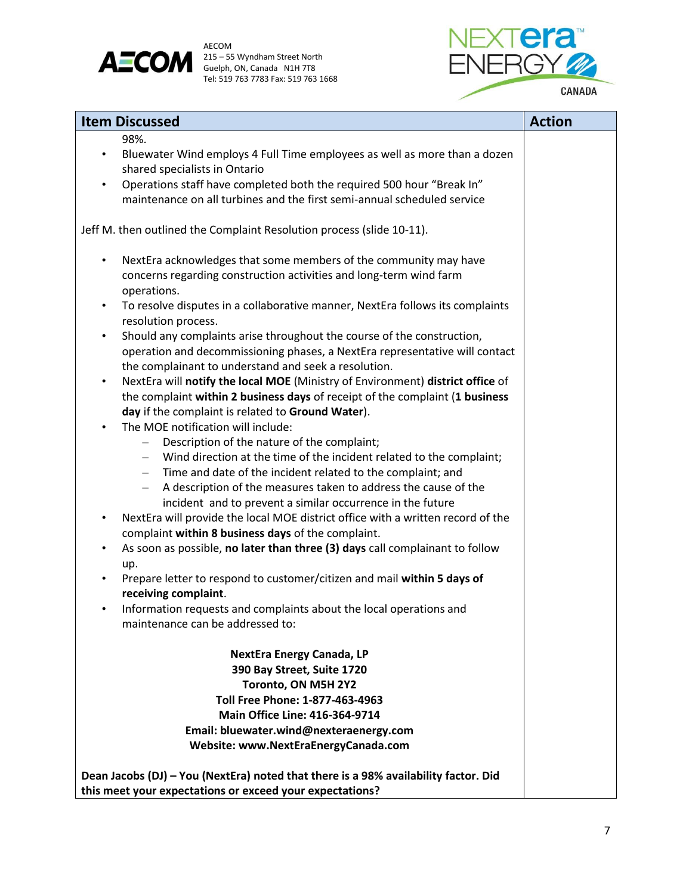| Item Discussed | Action |
|---|---|
| 98%.<br>• Bluewater Wind employs 4 Full Time employees as well as more than a dozen shared specialists in Ontario<br>• Operations staff have completed both the required 500 hour "Break In" maintenance on all turbines and the first semi-annual scheduled service<br><br>Jeff M. then outlined the Complaint Resolution process (slide 10-11).<br><br>• NextEra acknowledges that some members of the community may have concerns regarding construction activities and long-term wind farm operations.<br>• To resolve disputes in a collaborative manner, NextEra follows its complaints resolution process.<br>• Should any complaints arise throughout the course of the construction, operation and decommissioning phases, a NextEra representative will contact the complainant to understand and seek a resolution.<br>• NextEra will **notify the local MOE** (Ministry of Environment) **district office** of the complaint **within 2 business days** of receipt of the complaint (**1 business day** if the complaint is related to **Ground Water**).<br>• The MOE notification will include:<br>– Description of the nature of the complaint;<br>– Wind direction at the time of the incident related to the complaint;<br>– Time and date of the incident related to the complaint; and<br>– A description of the measures taken to address the cause of the incident and to prevent a similar occurrence in the future<br>• NextEra will provide the local MOE district office with a written record of the complaint **within 8 business days** of the complaint.<br>• As soon as possible, **no later than three (3) days** call complainant to follow up.<br>• Prepare letter to respond to customer/citizen and mail **within 5 days of receiving complaint**.<br>• Information requests and complaints about the local operations and maintenance can be addressed to:<br><br>**NextEra Energy Canada, LP**<br>**390 Bay Street, Suite 1720**<br>**Toronto, ON M5H 2Y2**<br>**Toll Free Phone: 1-877-463-4963**<br>**Main Office Line: 416-364-9714**<br>**Email: bluewater.wind@nexteraenergy.com**<br>**Website: www.NextEraEnergyCanada.com**<br><br>**Dean Jacobs (DJ) – You (NextEra) noted that there is a 98% availability factor. Did this meet your expectations or exceed your expectations?** | |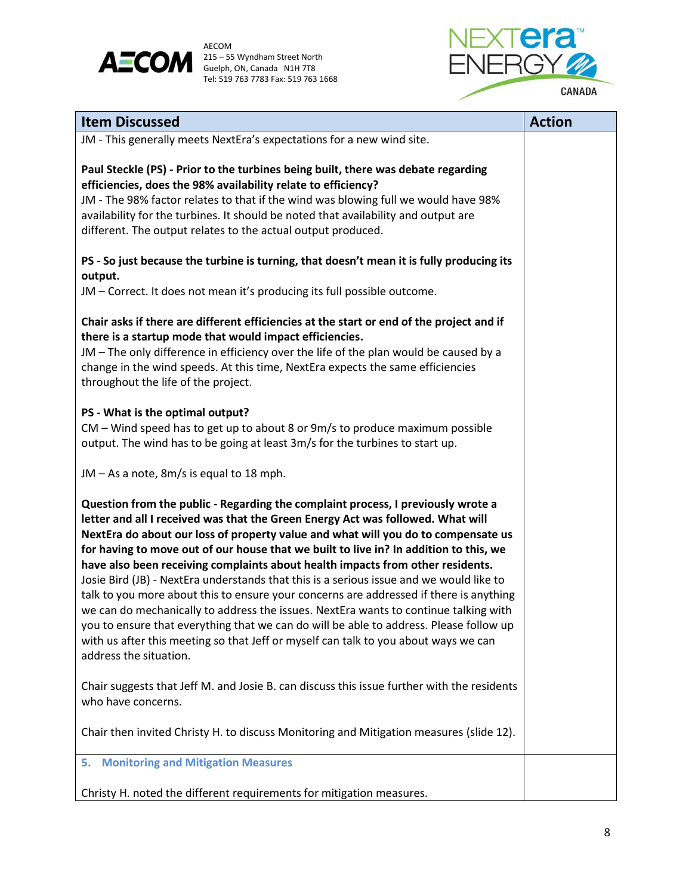| Item Discussed | Action |
|---|---|
| JM - This generally meets NextEra's expectations for a new wind site.<br><br>**Paul Steckle (PS) - Prior to the turbines being built, there was debate regarding efficiencies, does the 98% availability relate to efficiency?**<br>JM - The 98% factor relates to that if the wind was blowing full we would have 98% availability for the turbines. It should be noted that availability and output are different. The output relates to the actual output produced.<br><br>**PS - So just because the turbine is turning, that doesn't mean it is fully producing its output.**<br>JM – Correct. It does not mean it's producing its full possible outcome.<br><br>**Chair asks if there are different efficiencies at the start or end of the project and if there is a startup mode that would impact efficiencies.**<br>JM – The only difference in efficiency over the life of the plan would be caused by a change in the wind speeds. At this time, NextEra expects the same efficiencies throughout the life of the project.<br><br>**PS - What is the optimal output?**<br>CM – Wind speed has to get up to about 8 or 9m/s to produce maximum possible output. The wind has to be going at least 3m/s for the turbines to start up.<br><br>JM – As a note, 8m/s is equal to 18 mph.<br><br>**Question from the public - Regarding the complaint process, I previously wrote a letter and all I received was that the Green Energy Act was followed. What will NextEra do about our loss of property value and what will you do to compensate us for having to move out of our house that we built to live in? In addition to this, we have also been receiving complaints about health impacts from other residents.**<br>Josie Bird (JB) - NextEra understands that this is a serious issue and we would like to talk to you more about this to ensure your concerns are addressed if there is anything we can do mechanically to address the issues. NextEra wants to continue talking with you to ensure that everything that we can do will be able to address. Please follow up with us after this meeting so that Jeff or myself can talk to you about ways we can address the situation.<br><br>Chair suggests that Jeff M. and Josie B. can discuss this issue further with the residents who have concerns.<br><br>Chair then invited Christy H. to discuss Monitoring and Mitigation measures (slide 12). | |
| **5. Monitoring and Mitigation Measures**<br><br>Christy H. noted the different requirements for mitigation measures. | |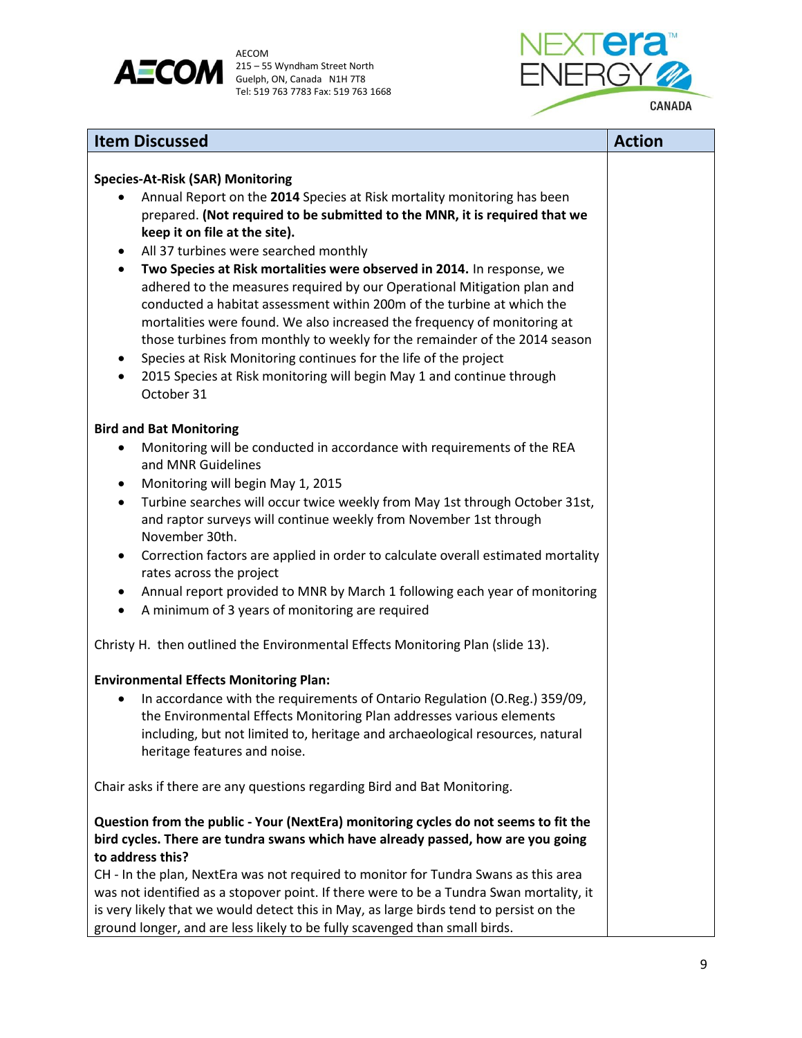| Item Discussed | Action |
|---|---|
| **Species-At-Risk (SAR) Monitoring**<br>• Annual Report on the **2014** Species at Risk mortality monitoring has been prepared. **(Not required to be submitted to the MNR, it is required that we keep it on file at the site).**<br>• All 37 turbines were searched monthly<br>• **Two Species at Risk mortalities were observed in 2014.** In response, we adhered to the measures required by our Operational Mitigation plan and conducted a habitat assessment within 200m of the turbine at which the mortalities were found. We also increased the frequency of monitoring at those turbines from monthly to weekly for the remainder of the 2014 season<br>• Species at Risk Monitoring continues for the life of the project<br>• 2015 Species at Risk monitoring will begin May 1 and continue through October 31<br><br>**Bird and Bat Monitoring**<br>• Monitoring will be conducted in accordance with requirements of the REA and MNR Guidelines<br>• Monitoring will begin May 1, 2015<br>• Turbine searches will occur twice weekly from May 1st through October 31st, and raptor surveys will continue weekly from November 1st through November 30th.<br>• Correction factors are applied in order to calculate overall estimated mortality rates across the project<br>• Annual report provided to MNR by March 1 following each year of monitoring<br>• A minimum of 3 years of monitoring are required<br><br>Christy H. then outlined the Environmental Effects Monitoring Plan (slide 13).<br><br>**Environmental Effects Monitoring Plan:**<br>• In accordance with the requirements of Ontario Regulation (O.Reg.) 359/09, the Environmental Effects Monitoring Plan addresses various elements including, but not limited to, heritage and archaeological resources, natural heritage features and noise.<br><br>Chair asks if there are any questions regarding Bird and Bat Monitoring.<br><br>**Question from the public - Your (NextEra) monitoring cycles do not seems to fit the bird cycles. There are tundra swans which have already passed, how are you going to address this?**<br>CH - In the plan, NextEra was not required to monitor for Tundra Swans as this area was not identified as a stopover point. If there were to be a Tundra Swan mortality, it is very likely that we would detect this in May, as large birds tend to persist on the ground longer, and are less likely to be fully scavenged than small birds. | |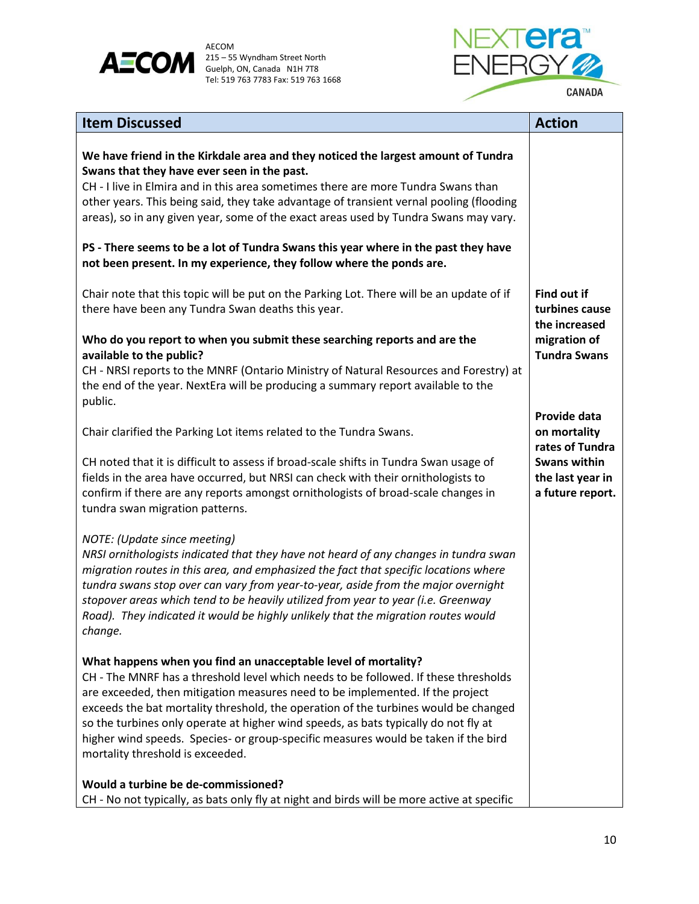| Item Discussed | Action |
| --- | --- |
| **We have friend in the Kirkdale area and they noticed the largest amount of Tundra Swans that they have ever seen in the past.**<br>CH - I live in Elmira and in this area sometimes there are more Tundra Swans than other years. This being said, they take advantage of transient vernal pooling (flooding areas), so in any given year, some of the exact areas used by Tundra Swans may vary.<br><br>**PS - There seems to be a lot of Tundra Swans this year where in the past they have not been present. In my experience, they follow where the ponds are.**<br><br>Chair note that this topic will be put on the Parking Lot. There will be an update of if there have been any Tundra Swan deaths this year.<br><br>**Who do you report to when you submit these searching reports and are the available to the public?**<br>CH - NRSI reports to the MNRF (Ontario Ministry of Natural Resources and Forestry) at the end of the year. NextEra will be producing a summary report available to the public.<br><br>Chair clarified the Parking Lot items related to the Tundra Swans.<br><br>CH noted that it is difficult to assess if broad-scale shifts in Tundra Swan usage of fields in the area have occurred, but NRSI can check with their ornithologists to confirm if there are any reports amongst ornithologists of broad-scale changes in tundra swan migration patterns.<br><br>*NOTE: (Update since meeting)*<br>*NRSI ornithologists indicated that they have not heard of any changes in tundra swan migration routes in this area, and emphasized the fact that specific locations where tundra swans stop over can vary from year-to-year, aside from the major overnight stopover areas which tend to be heavily utilized from year to year (i.e. Greenway Road). They indicated it would be highly unlikely that the migration routes would change.*<br><br>**What happens when you find an unacceptable level of mortality?**<br>CH - The MNRF has a threshold level which needs to be followed. If these thresholds are exceeded, then mitigation measures need to be implemented. If the project exceeds the bat mortality threshold, the operation of the turbines would be changed so the turbines only operate at higher wind speeds, as bats typically do not fly at higher wind speeds. Species- or group-specific measures would be taken if the bird mortality threshold is exceeded.<br><br>**Would a turbine be de-commissioned?**<br>CH - No not typically, as bats only fly at night and birds will be more active at specific | **Find out if turbines cause the increased migration of Tundra Swans**<br><br>**Provide data on mortality rates of Tundra Swans within the last year in a future report.** |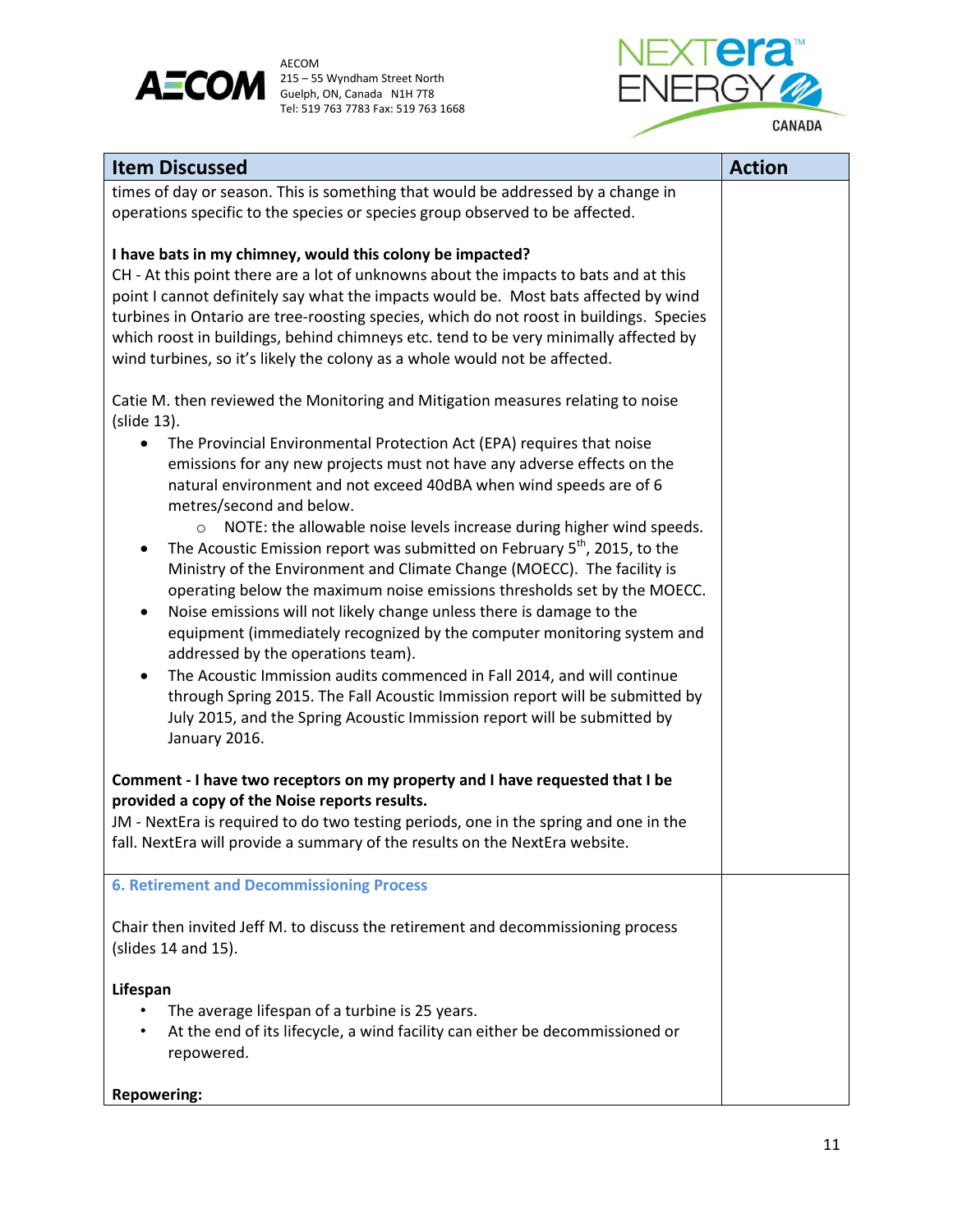| Item Discussed | Action |
|---|---|
| times of day or season. This is something that would be addressed by a change in operations specific to the species or species group observed to be affected.<br><br>**I have bats in my chimney, would this colony be impacted?**<br>CH - At this point there are a lot of unknowns about the impacts to bats and at this point I cannot definitely say what the impacts would be. Most bats affected by wind turbines in Ontario are tree-roosting species, which do not roost in buildings. Species which roost in buildings, behind chimneys etc. tend to be very minimally affected by wind turbines, so it's likely the colony as a whole would not be affected.<br><br>Catie M. then reviewed the Monitoring and Mitigation measures relating to noise (slide 13).<br>• The Provincial Environmental Protection Act (EPA) requires that noise emissions for any new projects must not have any adverse effects on the natural environment and not exceed 40dBA when wind speeds are of 6 metres/second and below.<br>&nbsp;&nbsp;&nbsp;&nbsp;○ NOTE: the allowable noise levels increase during higher wind speeds.<br>• The Acoustic Emission report was submitted on February 5th, 2015, to the Ministry of the Environment and Climate Change (MOECC). The facility is operating below the maximum noise emissions thresholds set by the MOECC.<br>• Noise emissions will not likely change unless there is damage to the equipment (immediately recognized by the computer monitoring system and addressed by the operations team).<br>• The Acoustic Immission audits commenced in Fall 2014, and will continue through Spring 2015. The Fall Acoustic Immission report will be submitted by July 2015, and the Spring Acoustic Immission report will be submitted by January 2016.<br><br>**Comment - I have two receptors on my property and I have requested that I be provided a copy of the Noise reports results.**<br>JM - NextEra is required to do two testing periods, one in the spring and one in the fall. NextEra will provide a summary of the results on the NextEra website. | |
| **6. Retirement and Decommissioning Process**<br><br>Chair then invited Jeff M. to discuss the retirement and decommissioning process (slides 14 and 15).<br><br>**Lifespan**<br>• The average lifespan of a turbine is 25 years.<br>• At the end of its lifecycle, a wind facility can either be decommissioned or repowered.<br><br>**Repowering:** | |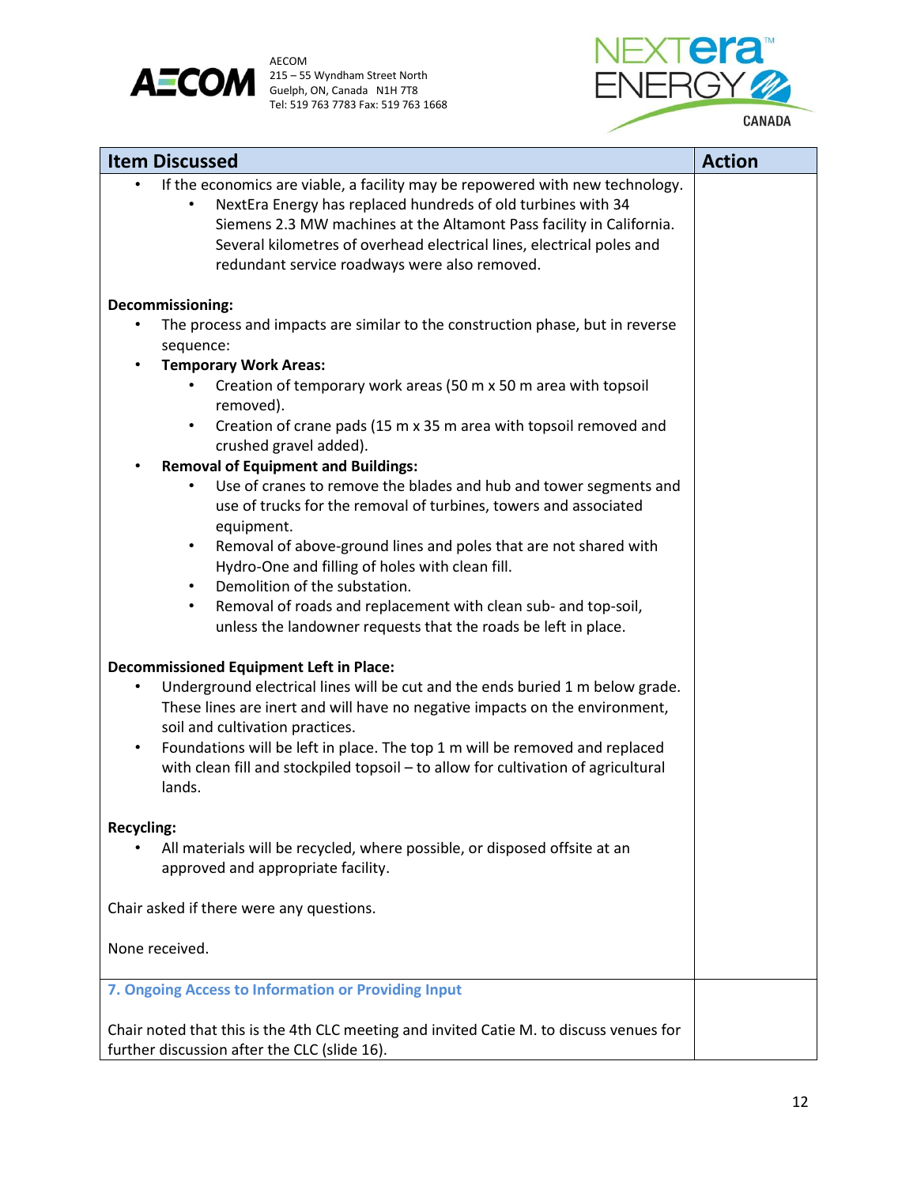| Item Discussed | Action |
|---|---|
| • If the economics are viable, a facility may be repowered with new technology.<br>    ◦ NextEra Energy has replaced hundreds of old turbines with 34 Siemens 2.3 MW machines at the Altamont Pass facility in California. Several kilometres of overhead electrical lines, electrical poles and redundant service roadways were also removed.<br><br>**Decommissioning:**<br>• The process and impacts are similar to the construction phase, but in reverse sequence:<br>• **Temporary Work Areas:**<br>    ◦ Creation of temporary work areas (50 m x 50 m area with topsoil removed).<br>    ◦ Creation of crane pads (15 m x 35 m area with topsoil removed and crushed gravel added).<br>• **Removal of Equipment and Buildings:**<br>    ◦ Use of cranes to remove the blades and hub and tower segments and use of trucks for the removal of turbines, towers and associated equipment.<br>    ◦ Removal of above-ground lines and poles that are not shared with Hydro-One and filling of holes with clean fill.<br>    ◦ Demolition of the substation.<br>    ◦ Removal of roads and replacement with clean sub- and top-soil, unless the landowner requests that the roads be left in place.<br><br>**Decommissioned Equipment Left in Place:**<br>• Underground electrical lines will be cut and the ends buried 1 m below grade. These lines are inert and will have no negative impacts on the environment, soil and cultivation practices.<br>• Foundations will be left in place. The top 1 m will be removed and replaced with clean fill and stockpiled topsoil – to allow for cultivation of agricultural lands.<br><br>**Recycling:**<br>• All materials will be recycled, where possible, or disposed offsite at an approved and appropriate facility.<br><br>Chair asked if there were any questions.<br><br>None received. | |
| **7. Ongoing Access to Information or Providing Input**<br><br>Chair noted that this is the 4th CLC meeting and invited Catie M. to discuss venues for further discussion after the CLC (slide 16). | |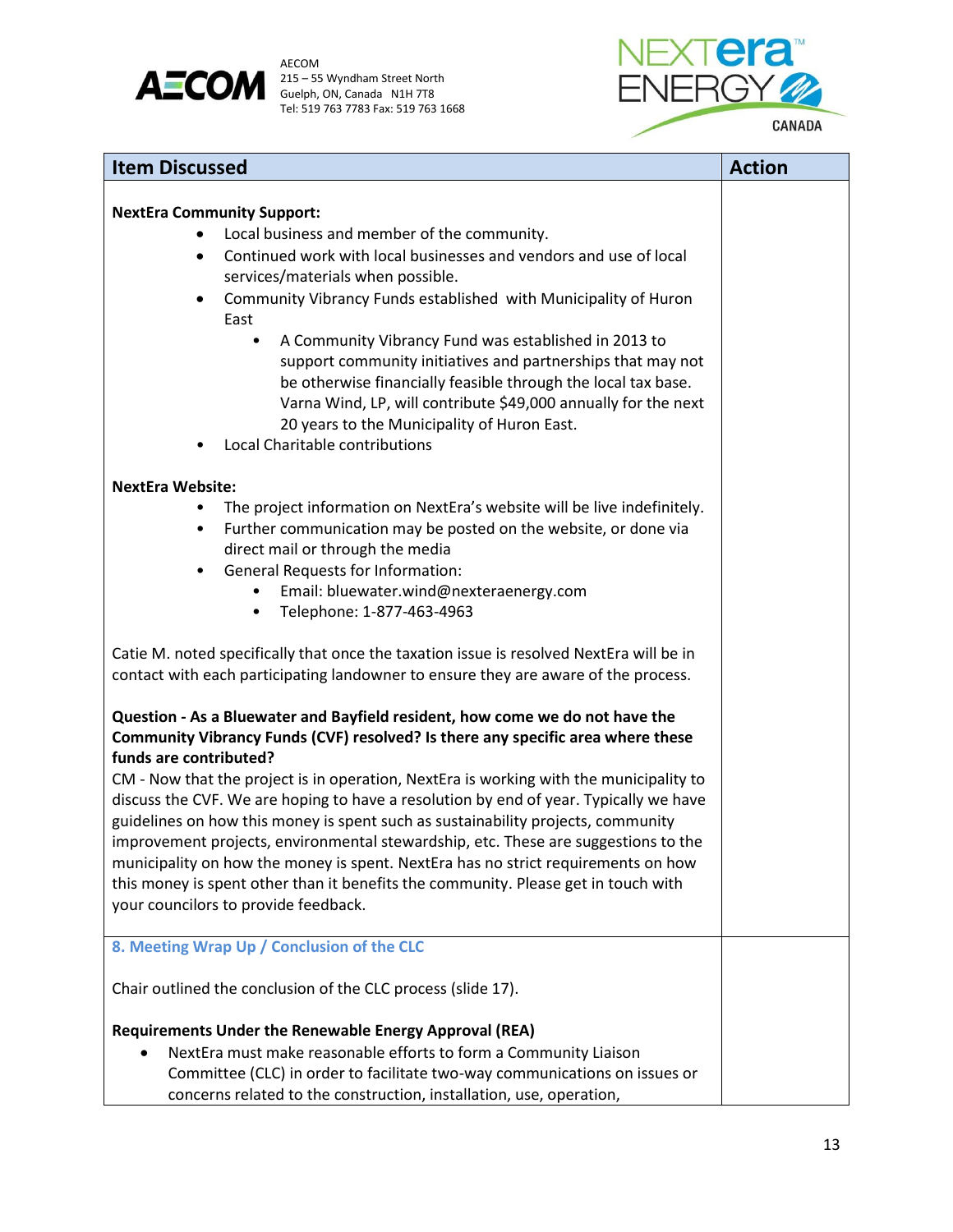| Item Discussed | Action |
|---|---|
| **NextEra Community Support:**<br>• Local business and member of the community.<br>• Continued work with local businesses and vendors and use of local services/materials when possible.<br>• Community Vibrancy Funds established with Municipality of Huron East<br>  • A Community Vibrancy Fund was established in 2013 to support community initiatives and partnerships that may not be otherwise financially feasible through the local tax base. Varna Wind, LP, will contribute $49,000 annually for the next 20 years to the Municipality of Huron East.<br>• Local Charitable contributions<br><br>**NextEra Website:**<br>• The project information on NextEra's website will be live indefinitely.<br>• Further communication may be posted on the website, or done via direct mail or through the media<br>• General Requests for Information:<br>  • Email: bluewater.wind@nexteraenergy.com<br>  • Telephone: 1-877-463-4963<br><br>Catie M. noted specifically that once the taxation issue is resolved NextEra will be in contact with each participating landowner to ensure they are aware of the process.<br><br>**Question - As a Bluewater and Bayfield resident, how come we do not have the Community Vibrancy Funds (CVF) resolved? Is there any specific area where these funds are contributed?**<br>CM - Now that the project is in operation, NextEra is working with the municipality to discuss the CVF. We are hoping to have a resolution by end of year. Typically we have guidelines on how this money is spent such as sustainability projects, community improvement projects, environmental stewardship, etc. These are suggestions to the municipality on how the money is spent. NextEra has no strict requirements on how this money is spent other than it benefits the community. Please get in touch with your councilors to provide feedback. | |
| **8. Meeting Wrap Up / Conclusion of the CLC**<br><br>Chair outlined the conclusion of the CLC process (slide 17).<br><br>**Requirements Under the Renewable Energy Approval (REA)**<br>• NextEra must make reasonable efforts to form a Community Liaison Committee (CLC) in order to facilitate two-way communications on issues or concerns related to the construction, installation, use, operation, | |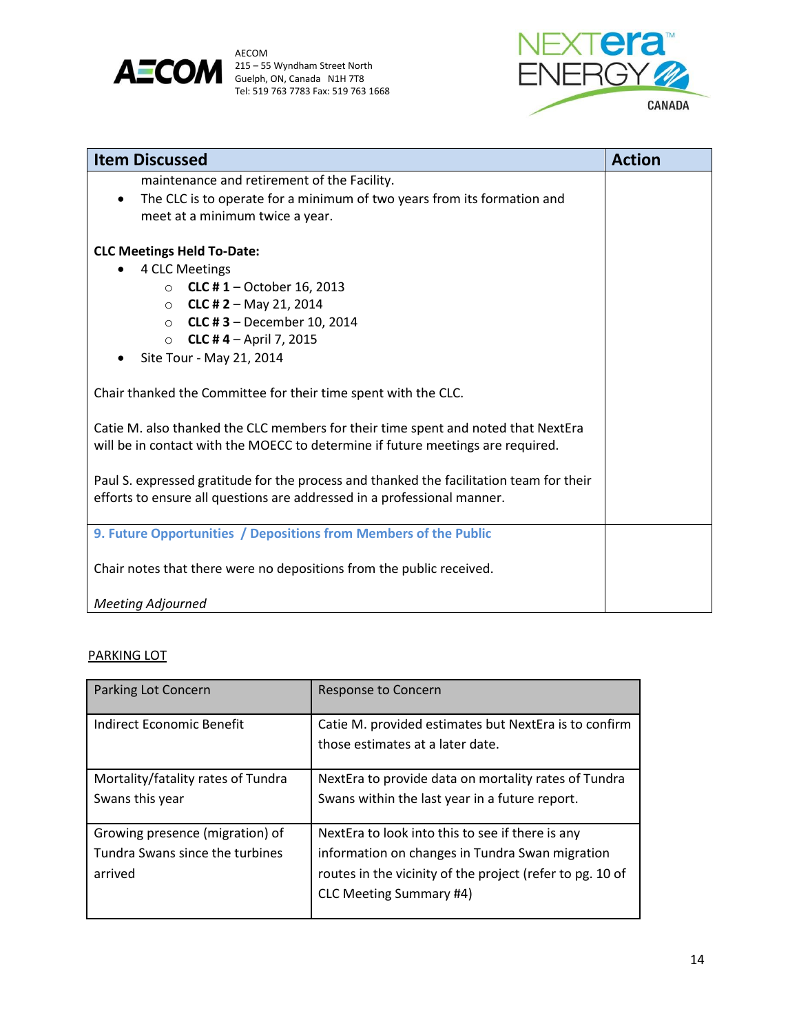| Item Discussed | Action |
|---|---|
| maintenance and retirement of the Facility.<br>• The CLC is to operate for a minimum of two years from its formation and meet at a minimum twice a year.<br><br>**CLC Meetings Held To-Date:**<br>• 4 CLC Meetings<br>  ○ **CLC # 1** – October 16, 2013<br>  ○ **CLC # 2** – May 21, 2014<br>  ○ **CLC # 3** – December 10, 2014<br>  ○ **CLC # 4** – April 7, 2015<br>• Site Tour - May 21, 2014<br><br>Chair thanked the Committee for their time spent with the CLC.<br><br>Catie M. also thanked the CLC members for their time spent and noted that NextEra will be in contact with the MOECC to determine if future meetings are required.<br><br>Paul S. expressed gratitude for the process and thanked the facilitation team for their efforts to ensure all questions are addressed in a professional manner. | |
| **9. Future Opportunities / Depositions from Members of the Public**<br><br>Chair notes that there were no depositions from the public received.<br><br>*Meeting Adjourned* | |

PARKING LOT

| Parking Lot Concern | Response to Concern |
|---|---|
| Indirect Economic Benefit | Catie M. provided estimates but NextEra is to confirm those estimates at a later date. |
| Mortality/fatality rates of Tundra Swans this year | NextEra to provide data on mortality rates of Tundra Swans within the last year in a future report. |
| Growing presence (migration) of Tundra Swans since the turbines arrived | NextEra to look into this to see if there is any information on changes in Tundra Swan migration routes in the vicinity of the project (refer to pg. 10 of CLC Meeting Summary #4) |